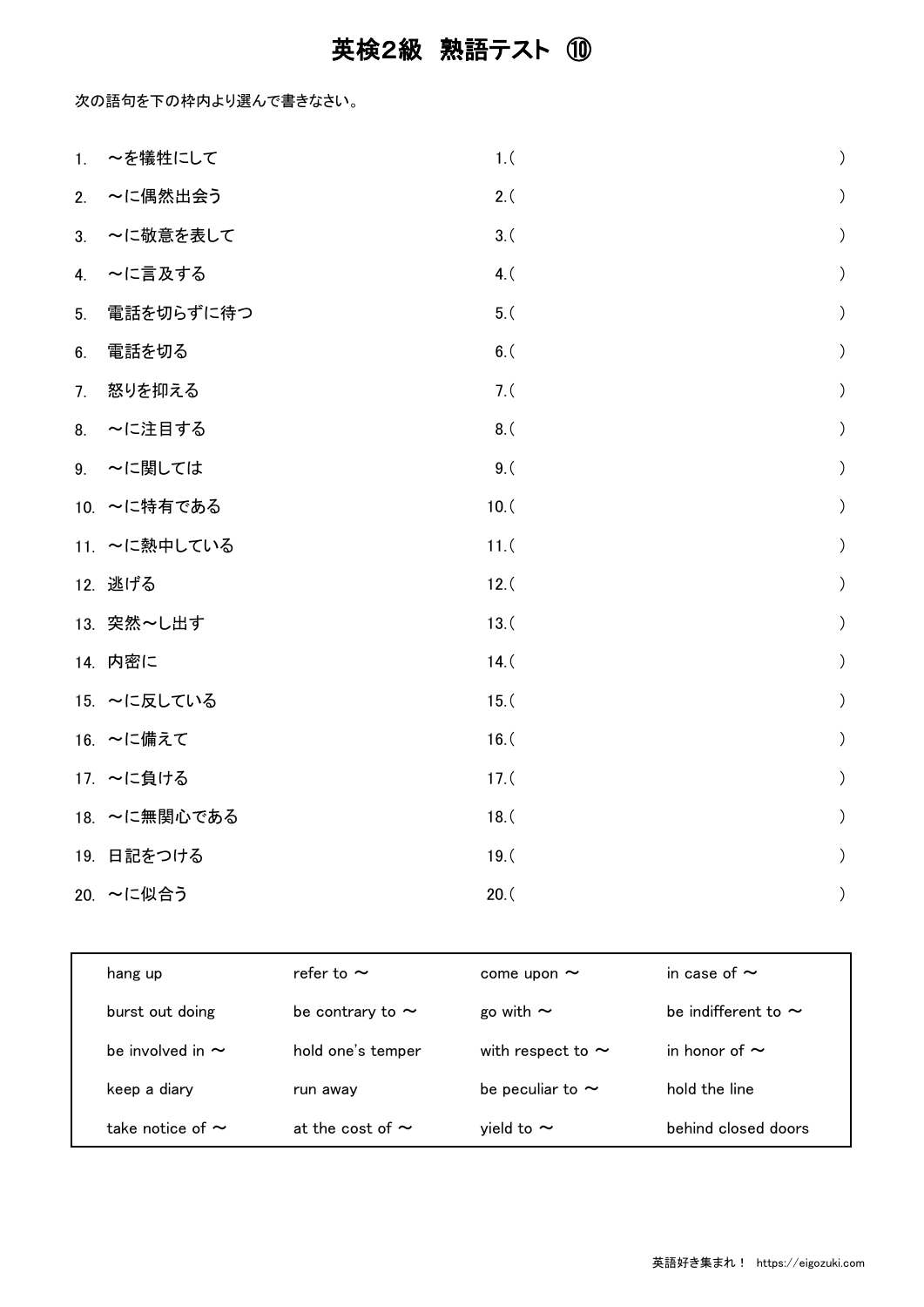# 英検2級 熟語テスト ⑩

次の語句を下の枠内より選んで書きなさい。

1. ～を犠牲にして　　1.(　　　　　　　　　　)
2. ～に偶然出会う　　2.(　　　　　　　　　　)
3. ～に敬意を表して　　3.(　　　　　　　　　　)
4. ～に言及する　　4.(　　　　　　　　　　)
5. 電話を切らずに待つ　　5.(　　　　　　　　　　)
6. 電話を切る　　6.(　　　　　　　　　　)
7. 怒りを抑える　　7.(　　　　　　　　　　)
8. ～に注目する　　8.(　　　　　　　　　　)
9. ～に関しては　　9.(　　　　　　　　　　)
10. ～に特有である　　10.(　　　　　　　　　　)
11. ～に熱中している　　11.(　　　　　　　　　　)
12. 逃げる　　12.(　　　　　　　　　　)
13. 突然～し出す　　13.(　　　　　　　　　　)
14. 内密に　　14.(　　　　　　　　　　)
15. ～に反している　　15.(　　　　　　　　　　)
16. ～に備えて　　16.(　　　　　　　　　　)
17. ～に負ける　　17.(　　　　　　　　　　)
18. ～に無関心である　　18.(　　　　　　　　　　)
19. 日記をつける　　19.(　　　　　　　　　　)
20. ～に似合う　　20.(　　　　　　　　　　)

| | | | |
|---|---|---|---|
| hang up | refer to ～ | come upon ～ | in case of ～ |
| burst out doing | be contrary to ～ | go with ～ | be indifferent to ～ |
| be involved in ～ | hold one's temper | with respect to ～ | in honor of ～ |
| keep a diary | run away | be peculiar to ～ | hold the line |
| take notice of ～ | at the cost of ～ | yield to ～ | behind closed doors |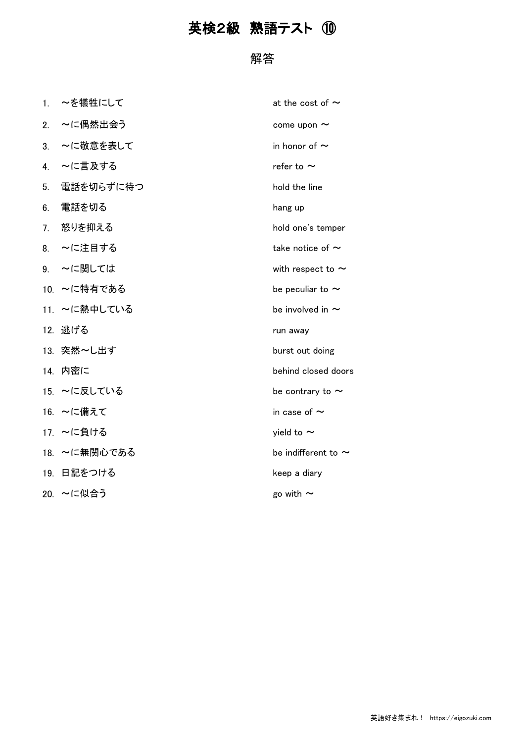# 英検2級 熟語テスト ⑩

## 解答

| | | |
|---|---|---|
| 1. | ～を犠牲にして | at the cost of ～ |
| 2. | ～に偶然出会う | come upon ～ |
| 3. | ～に敬意を表して | in honor of ～ |
| 4. | ～に言及する | refer to ～ |
| 5. | 電話を切らずに待つ | hold the line |
| 6. | 電話を切る | hang up |
| 7. | 怒りを抑える | hold one's temper |
| 8. | ～に注目する | take notice of ～ |
| 9. | ～に関しては | with respect to ～ |
| 10. | ～に特有である | be peculiar to ～ |
| 11. | ～に熱中している | be involved in ～ |
| 12. | 逃げる | run away |
| 13. | 突然～し出す | burst out doing |
| 14. | 内密に | behind closed doors |
| 15. | ～に反している | be contrary to ～ |
| 16. | ～に備えて | in case of ～ |
| 17. | ～に負ける | yield to ～ |
| 18. | ～に無関心である | be indifferent to ～ |
| 19. | 日記をつける | keep a diary |
| 20. | ～に似合う | go with ～ |

英語好き集まれ！ https://eigozuki.com